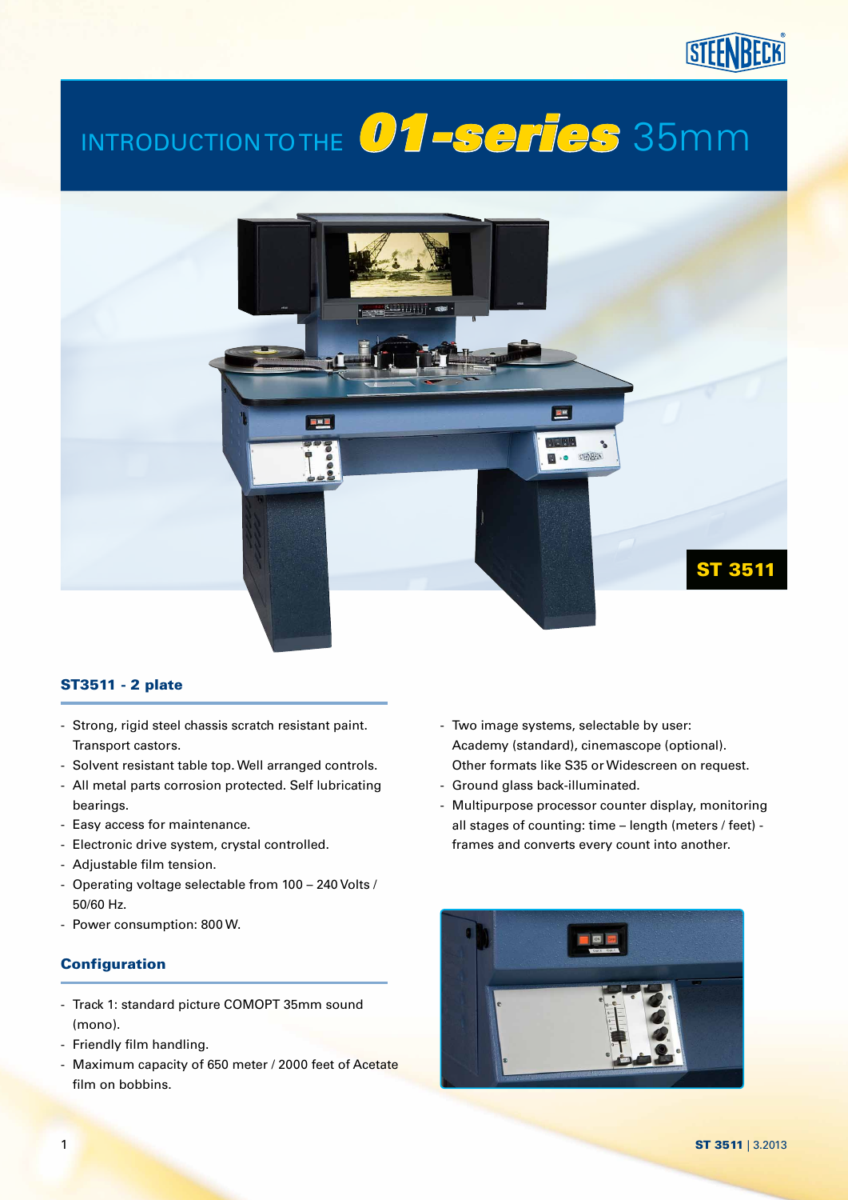# INTRODUCTION TO THE *01-series* 35mm

ST 3511

## ST3511 - 2 plate

- Strong, rigid steel chassis scratch resistant paint. Transport castors.
- Solvent resistant table top. Well arranged controls.
- All metal parts corrosion protected. Self lubricating bearings.
- Easy access for maintenance.
- Electronic drive system, crystal controlled.
- Adjustable film tension.
- Operating voltage selectable from 100 – 240 Volts / 50/60 Hz.
- Power consumption: 800 W.

## Configuration

- Track 1: standard picture COMOPT 35mm sound (mono).
- Friendly film handling.
- Maximum capacity of 650 meter / 2000 feet of Acetate film on bobbins.
- Two image systems, selectable by user: Academy (standard), cinemascope (optional). Other formats like S35 or Widescreen on request.
- Ground glass back-illuminated.
- Multipurpose processor counter display, monitoring all stages of counting: time – length (meters / feet) - frames and converts every count into another.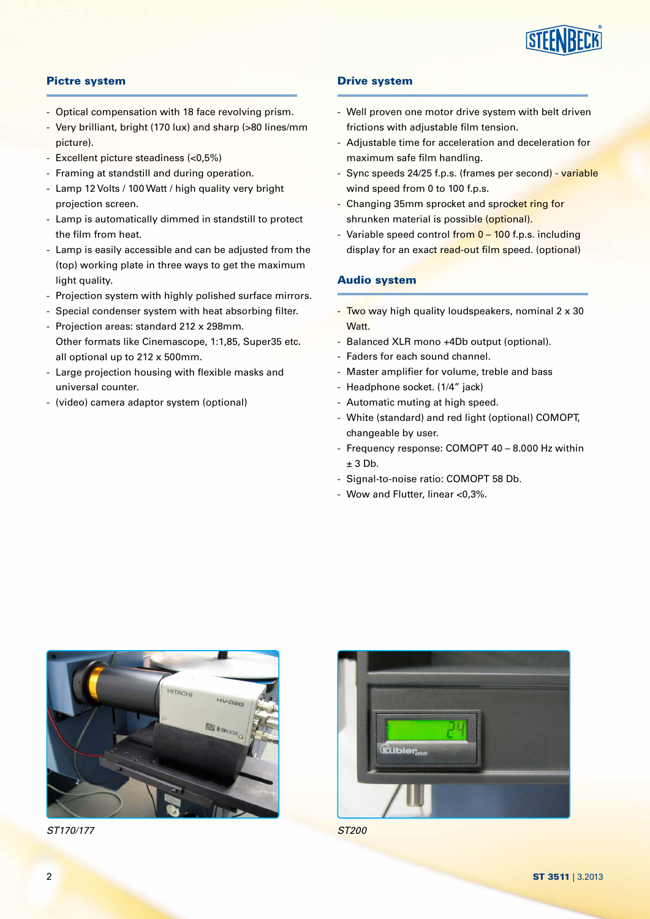## Pictre system

- Optical compensation with 18 face revolving prism.
- Very brilliant, bright (170 lux) and sharp (>80 lines/mm picture).
- Excellent picture steadiness (<0,5%)
- Framing at standstill and during operation.
- Lamp 12 Volts / 100 Watt / high quality very bright projection screen.
- Lamp is automatically dimmed in standstill to protect the film from heat.
- Lamp is easily accessible and can be adjusted from the (top) working plate in three ways to get the maximum light quality.
- Projection system with highly polished surface mirrors.
- Special condenser system with heat absorbing filter.
- Projection areas: standard 212 x 298mm. Other formats like Cinemascope, 1:1,85, Super35 etc. all optional up to 212 x 500mm.
- Large projection housing with flexible masks and universal counter.
- (video) camera adaptor system (optional)

## Drive system

- Well proven one motor drive system with belt driven frictions with adjustable film tension.
- Adjustable time for acceleration and deceleration for maximum safe film handling.
- Sync speeds 24/25 f.p.s. (frames per second) - variable wind speed from 0 to 100 f.p.s.
- Changing 35mm sprocket and sprocket ring for shrunken material is possible (optional).
- Variable speed control from 0 – 100 f.p.s. including display for an exact read-out film speed. (optional)

## Audio system

- Two way high quality loudspeakers, nominal 2 x 30 Watt.
- Balanced XLR mono +4Db output (optional).
- Faders for each sound channel.
- Master amplifier for volume, treble and bass
- Headphone socket. (1/4" jack)
- Automatic muting at high speed.
- White (standard) and red light (optional) COMOPT, changeable by user.
- Frequency response: COMOPT 40 – 8.000 Hz within ± 3 Db.
- Signal-to-noise ratio: COMOPT 58 Db.
- Wow and Flutter, linear <0,3%.

*ST170/177*

*ST200*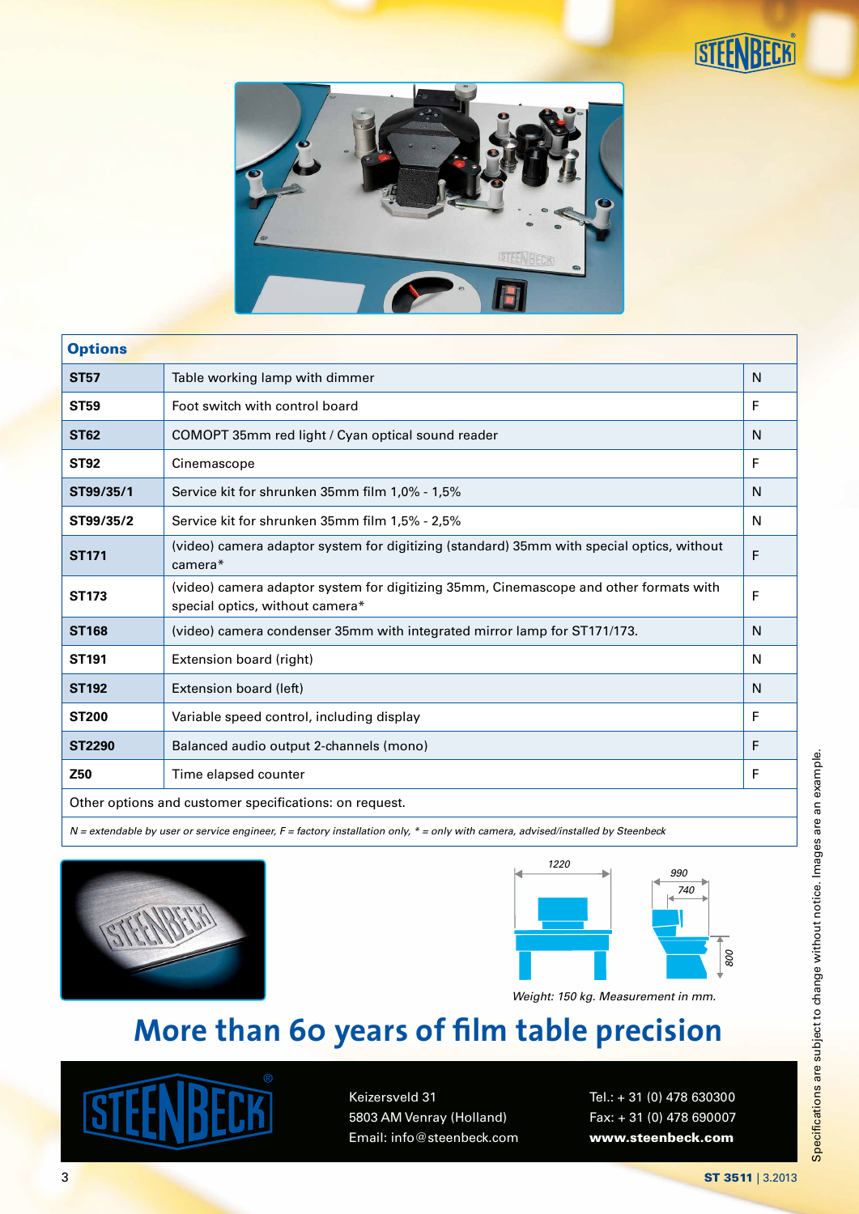| Options | | |
|---|---|---|
| **ST57** | Table working lamp with dimmer | N |
| **ST59** | Foot switch with control board | F |
| **ST62** | COMOPT 35mm red light / Cyan optical sound reader | N |
| **ST92** | Cinemascope | F |
| **ST99/35/1** | Service kit for shrunken 35mm film 1,0% - 1,5% | N |
| **ST99/35/2** | Service kit for shrunken 35mm film 1,5% - 2,5% | N |
| **ST171** | (video) camera adaptor system for digitizing (standard) 35mm with special optics, without camera* | F |
| **ST173** | (video) camera adaptor system for digitizing 35mm, Cinemascope and other formats with special optics, without camera* | F |
| **ST168** | (video) camera condenser 35mm with integrated mirror lamp for ST171/173. | N |
| **ST191** | Extension board (right) | N |
| **ST192** | Extension board (left) | N |
| **ST200** | Variable speed control, including display | F |
| **ST2290** | Balanced audio output 2-channels (mono) | F |
| **Z50** | Time elapsed counter | F |
| Other options and customer specifications: on request. | | |

*N = extendable by user or service engineer, F = factory installation only, * = only with camera, advised/installed by Steenbeck*

1220

990

740

800

*Weight: 150 kg. Measurement in mm.*

# More than 60 years of film table precision

Keizersveld 31
5803 AM Venray (Holland)
Email: info@steenbeck.com

Tel.: + 31 (0) 478 630300
Fax: + 31 (0) 478 690007
**www.steenbeck.com**

Specifications are subject to change without notice. Images are an example.

**ST 3511** | 3.2013